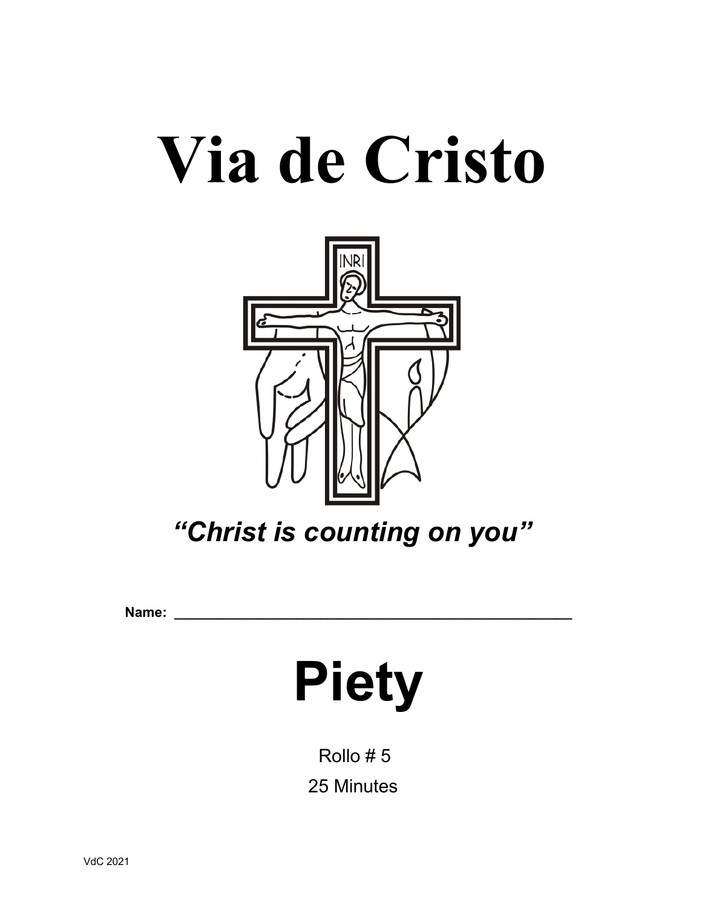# Via de Cristo

*"Christ is counting on you"*

**Name:** ______________________________________________

# Piety

Rollo # 5

25 Minutes

VdC 2021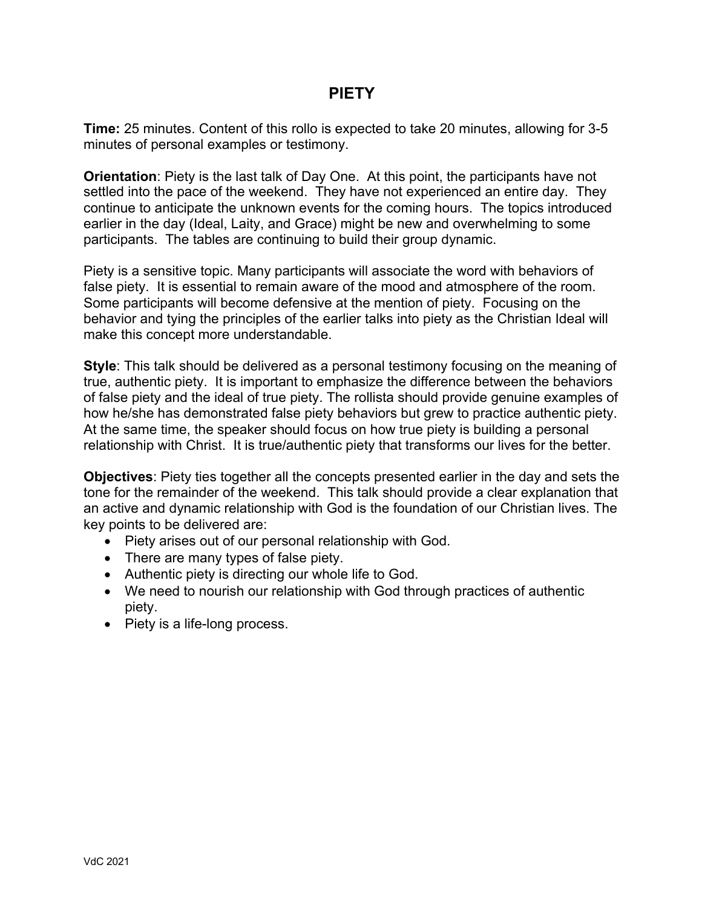# PIETY

**Time:** 25 minutes. Content of this rollo is expected to take 20 minutes, allowing for 3-5 minutes of personal examples or testimony.

**Orientation**: Piety is the last talk of Day One. At this point, the participants have not settled into the pace of the weekend. They have not experienced an entire day. They continue to anticipate the unknown events for the coming hours. The topics introduced earlier in the day (Ideal, Laity, and Grace) might be new and overwhelming to some participants. The tables are continuing to build their group dynamic.

Piety is a sensitive topic. Many participants will associate the word with behaviors of false piety. It is essential to remain aware of the mood and atmosphere of the room. Some participants will become defensive at the mention of piety. Focusing on the behavior and tying the principles of the earlier talks into piety as the Christian Ideal will make this concept more understandable.

**Style**: This talk should be delivered as a personal testimony focusing on the meaning of true, authentic piety. It is important to emphasize the difference between the behaviors of false piety and the ideal of true piety. The rollista should provide genuine examples of how he/she has demonstrated false piety behaviors but grew to practice authentic piety. At the same time, the speaker should focus on how true piety is building a personal relationship with Christ. It is true/authentic piety that transforms our lives for the better.

**Objectives**: Piety ties together all the concepts presented earlier in the day and sets the tone for the remainder of the weekend. This talk should provide a clear explanation that an active and dynamic relationship with God is the foundation of our Christian lives. The key points to be delivered are:

- Piety arises out of our personal relationship with God.
- There are many types of false piety.
- Authentic piety is directing our whole life to God.
- We need to nourish our relationship with God through practices of authentic piety.
- Piety is a life-long process.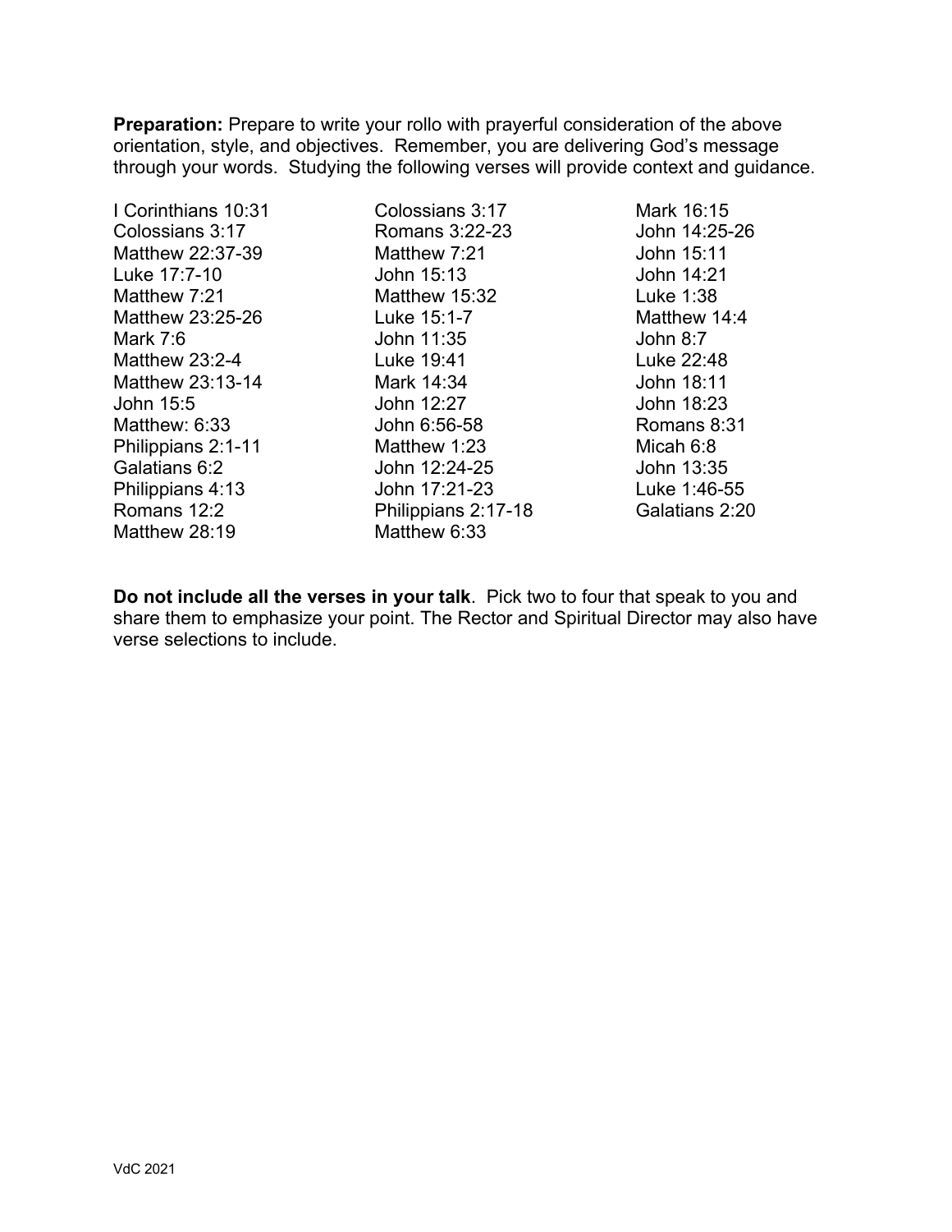**Preparation:** Prepare to write your rollo with prayerful consideration of the above orientation, style, and objectives. Remember, you are delivering God's message through your words. Studying the following verses will provide context and guidance.

I Corinthians 10:31
Colossians 3:17
Matthew 22:37-39
Luke 17:7-10
Matthew 7:21
Matthew 23:25-26
Mark 7:6
Matthew 23:2-4
Matthew 23:13-14
John 15:5
Matthew: 6:33
Philippians 2:1-11
Galatians 6:2
Philippians 4:13
Romans 12:2
Matthew 28:19

Colossians 3:17
Romans 3:22-23
Matthew 7:21
John 15:13
Matthew 15:32
Luke 15:1-7
John 11:35
Luke 19:41
Mark 14:34
John 12:27
John 6:56-58
Matthew 1:23
John 12:24-25
John 17:21-23
Philippians 2:17-18
Matthew 6:33

Mark 16:15
John 14:25-26
John 15:11
John 14:21
Luke 1:38
Matthew 14:4
John 8:7
Luke 22:48
John 18:11
John 18:23
Romans 8:31
Micah 6:8
John 13:35
Luke 1:46-55
Galatians 2:20

**Do not include all the verses in your talk**. Pick two to four that speak to you and share them to emphasize your point. The Rector and Spiritual Director may also have verse selections to include.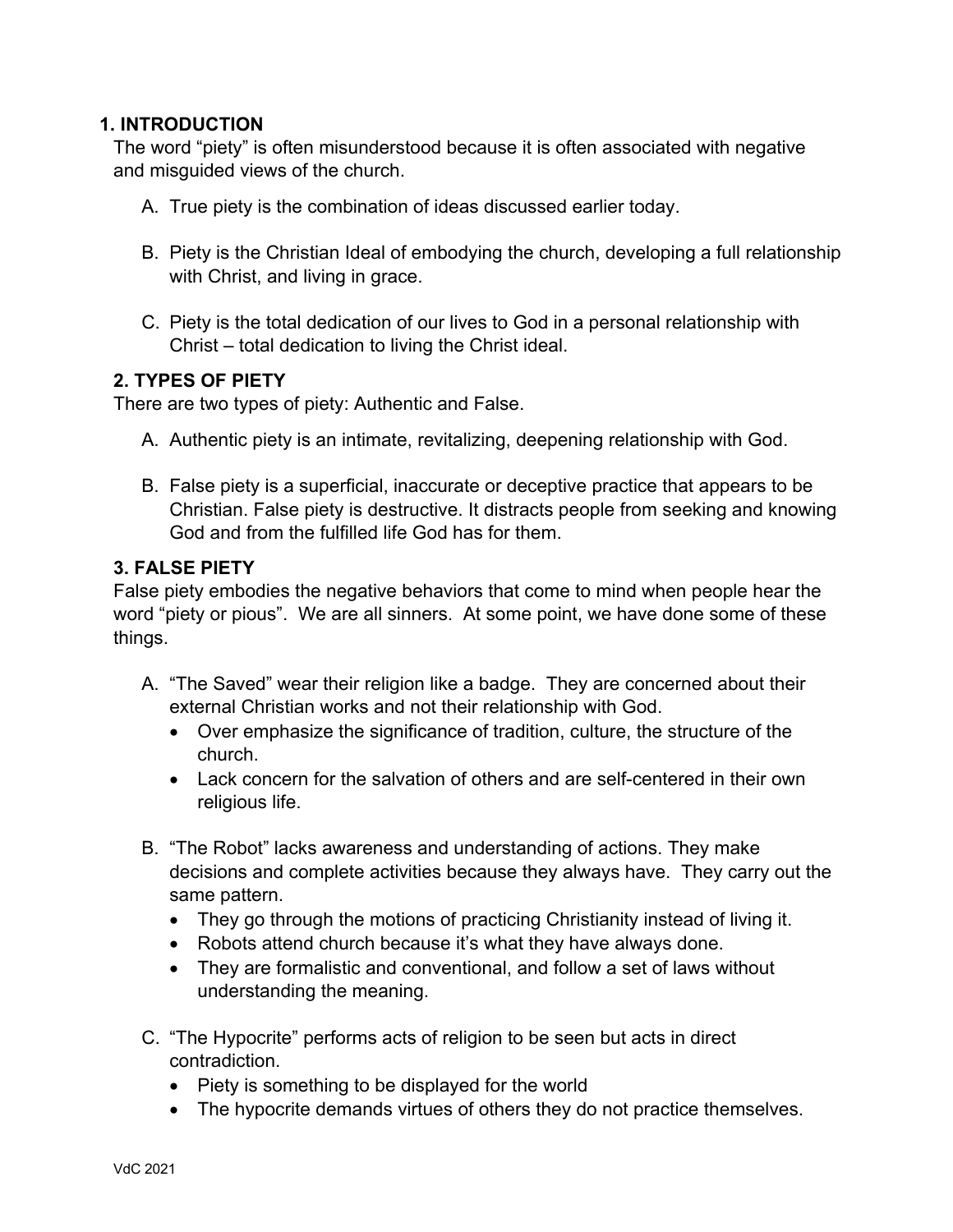### 1. INTRODUCTION

The word “piety” is often misunderstood because it is often associated with negative and misguided views of the church.

A. True piety is the combination of ideas discussed earlier today.

B. Piety is the Christian Ideal of embodying the church, developing a full relationship with Christ, and living in grace.

C. Piety is the total dedication of our lives to God in a personal relationship with Christ – total dedication to living the Christ ideal.

### 2. TYPES OF PIETY

There are two types of piety: Authentic and False.

A. Authentic piety is an intimate, revitalizing, deepening relationship with God.

B. False piety is a superficial, inaccurate or deceptive practice that appears to be Christian. False piety is destructive. It distracts people from seeking and knowing God and from the fulfilled life God has for them.

### 3. FALSE PIETY

False piety embodies the negative behaviors that come to mind when people hear the word “piety or pious”. We are all sinners. At some point, we have done some of these things.

A. “The Saved” wear their religion like a badge. They are concerned about their external Christian works and not their relationship with God.
   - Over emphasize the significance of tradition, culture, the structure of the church.
   - Lack concern for the salvation of others and are self-centered in their own religious life.

B. “The Robot” lacks awareness and understanding of actions. They make decisions and complete activities because they always have. They carry out the same pattern.
   - They go through the motions of practicing Christianity instead of living it.
   - Robots attend church because it’s what they have always done.
   - They are formalistic and conventional, and follow a set of laws without understanding the meaning.

C. “The Hypocrite” performs acts of religion to be seen but acts in direct contradiction.
   - Piety is something to be displayed for the world
   - The hypocrite demands virtues of others they do not practice themselves.

VdC 2021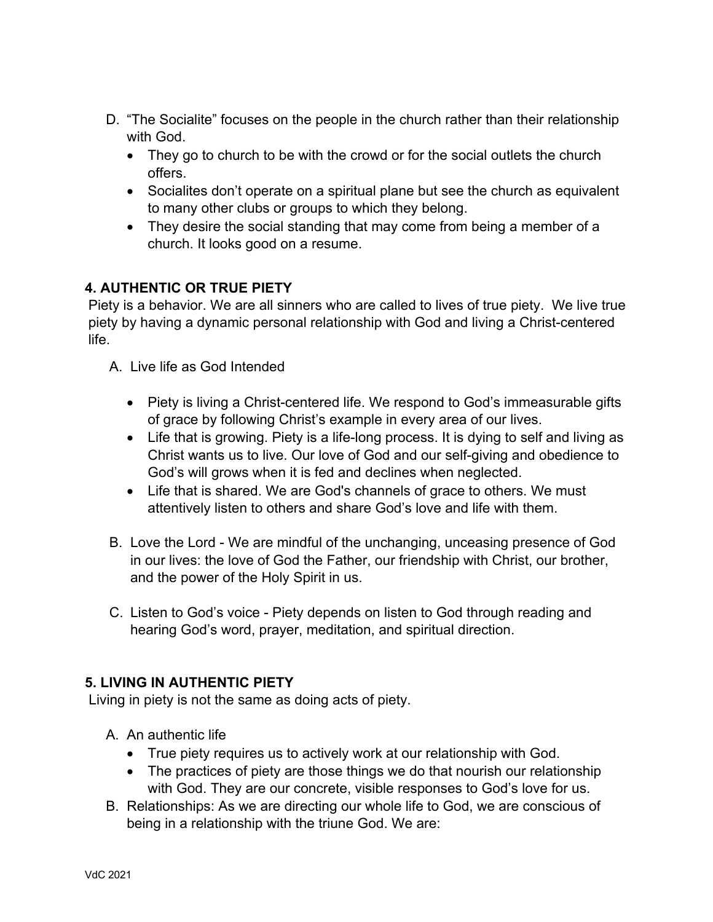D. "The Socialite" focuses on the people in the church rather than their relationship with God.
   - They go to church to be with the crowd or for the social outlets the church offers.
   - Socialites don't operate on a spiritual plane but see the church as equivalent to many other clubs or groups to which they belong.
   - They desire the social standing that may come from being a member of a church. It looks good on a resume.

**4. AUTHENTIC OR TRUE PIETY**

Piety is a behavior. We are all sinners who are called to lives of true piety. We live true piety by having a dynamic personal relationship with God and living a Christ-centered life.

A. Live life as God Intended
   - Piety is living a Christ-centered life. We respond to God's immeasurable gifts of grace by following Christ's example in every area of our lives.
   - Life that is growing. Piety is a life-long process. It is dying to self and living as Christ wants us to live. Our love of God and our self-giving and obedience to God's will grows when it is fed and declines when neglected.
   - Life that is shared. We are God's channels of grace to others. We must attentively listen to others and share God's love and life with them.

B. Love the Lord - We are mindful of the unchanging, unceasing presence of God in our lives: the love of God the Father, our friendship with Christ, our brother, and the power of the Holy Spirit in us.

C. Listen to God's voice - Piety depends on listen to God through reading and hearing God's word, prayer, meditation, and spiritual direction.

**5. LIVING IN AUTHENTIC PIETY**

Living in piety is not the same as doing acts of piety.

A. An authentic life
   - True piety requires us to actively work at our relationship with God.
   - The practices of piety are those things we do that nourish our relationship with God. They are our concrete, visible responses to God's love for us.

B. Relationships: As we are directing our whole life to God, we are conscious of being in a relationship with the triune God. We are: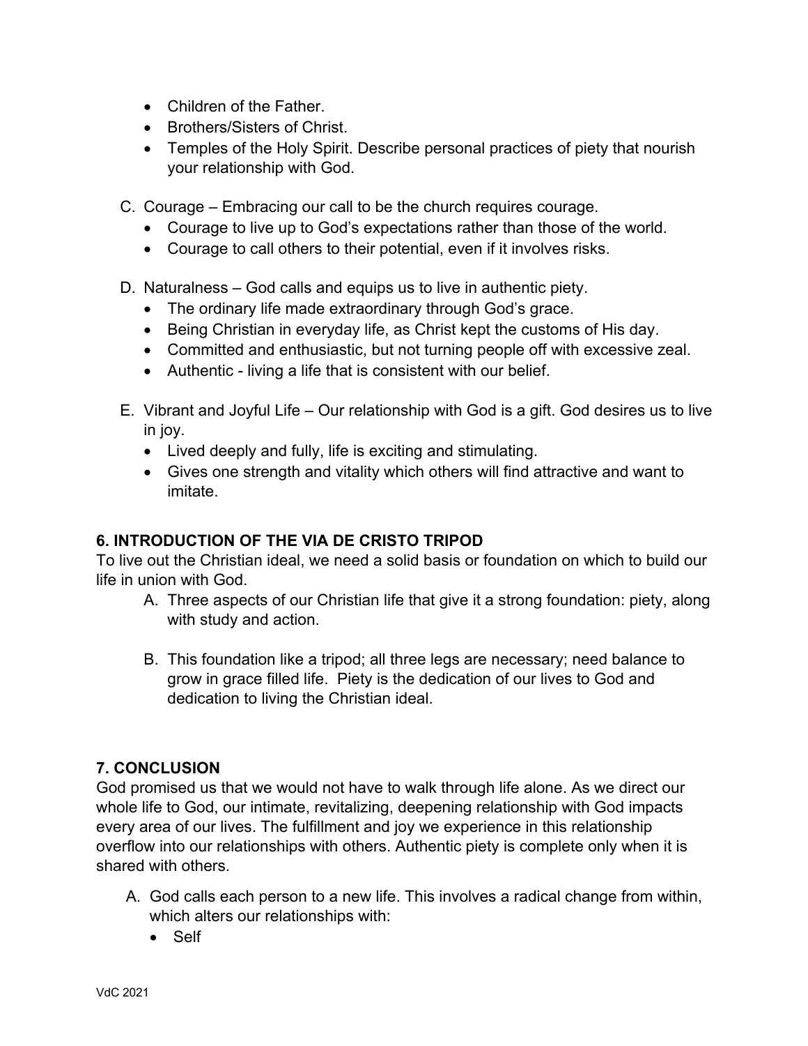- Children of the Father.
- Brothers/Sisters of Christ.
- Temples of the Holy Spirit. Describe personal practices of piety that nourish your relationship with God.

C. Courage – Embracing our call to be the church requires courage.
   - Courage to live up to God's expectations rather than those of the world.
   - Courage to call others to their potential, even if it involves risks.

D. Naturalness – God calls and equips us to live in authentic piety.
   - The ordinary life made extraordinary through God's grace.
   - Being Christian in everyday life, as Christ kept the customs of His day.
   - Committed and enthusiastic, but not turning people off with excessive zeal.
   - Authentic - living a life that is consistent with our belief.

E. Vibrant and Joyful Life – Our relationship with God is a gift. God desires us to live in joy.
   - Lived deeply and fully, life is exciting and stimulating.
   - Gives one strength and vitality which others will find attractive and want to imitate.

**6. INTRODUCTION OF THE VIA DE CRISTO TRIPOD**

To live out the Christian ideal, we need a solid basis or foundation on which to build our life in union with God.

A. Three aspects of our Christian life that give it a strong foundation: piety, along with study and action.

B. This foundation like a tripod; all three legs are necessary; need balance to grow in grace filled life. Piety is the dedication of our lives to God and dedication to living the Christian ideal.

**7. CONCLUSION**

God promised us that we would not have to walk through life alone. As we direct our whole life to God, our intimate, revitalizing, deepening relationship with God impacts every area of our lives. The fulfillment and joy we experience in this relationship overflow into our relationships with others. Authentic piety is complete only when it is shared with others.

A. God calls each person to a new life. This involves a radical change from within, which alters our relationships with:
   - Self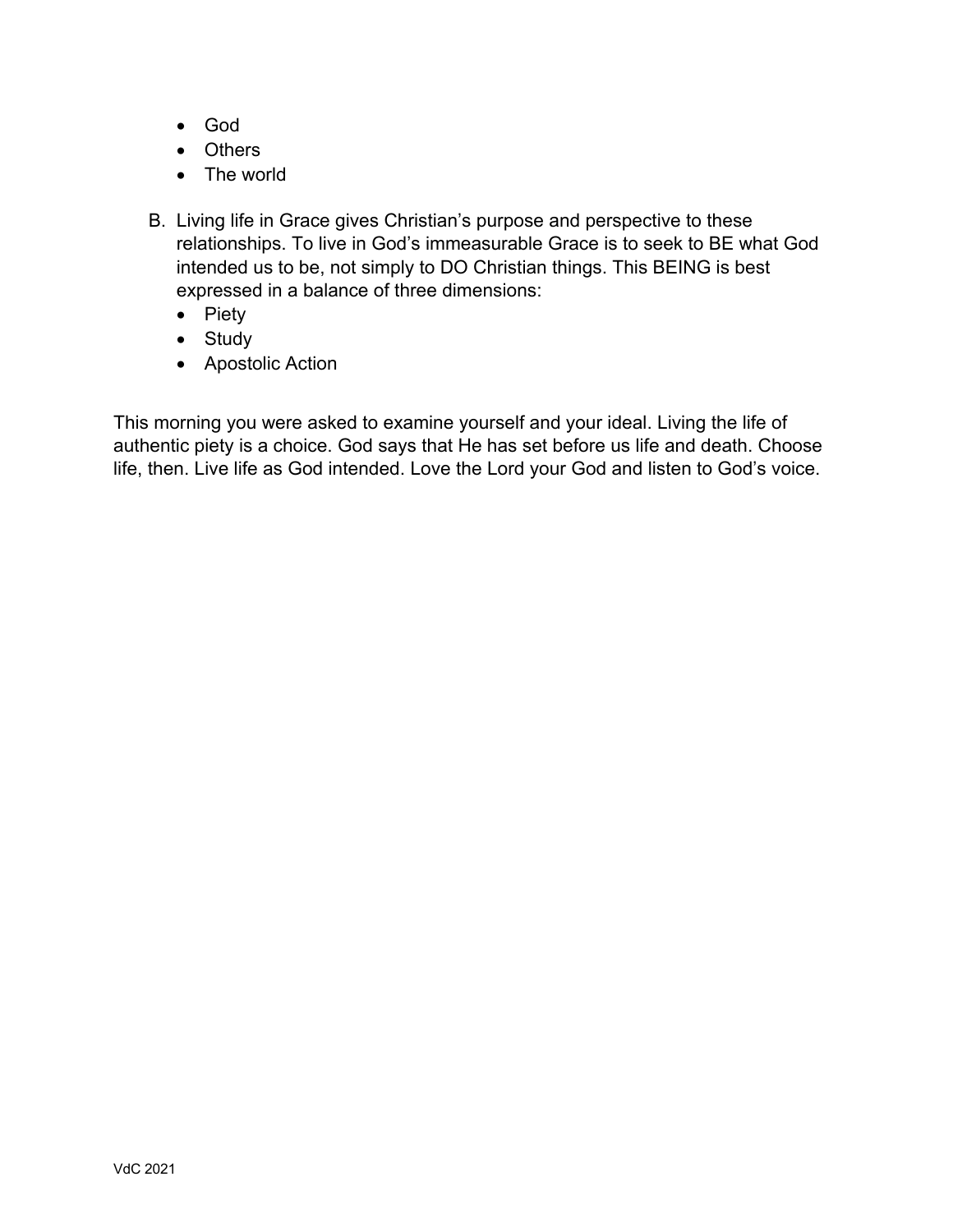- God
- Others
- The world

B. Living life in Grace gives Christian's purpose and perspective to these relationships. To live in God's immeasurable Grace is to seek to BE what God intended us to be, not simply to DO Christian things. This BEING is best expressed in a balance of three dimensions:
   - Piety
   - Study
   - Apostolic Action

This morning you were asked to examine yourself and your ideal. Living the life of authentic piety is a choice. God says that He has set before us life and death. Choose life, then. Live life as God intended. Love the Lord your God and listen to God's voice.